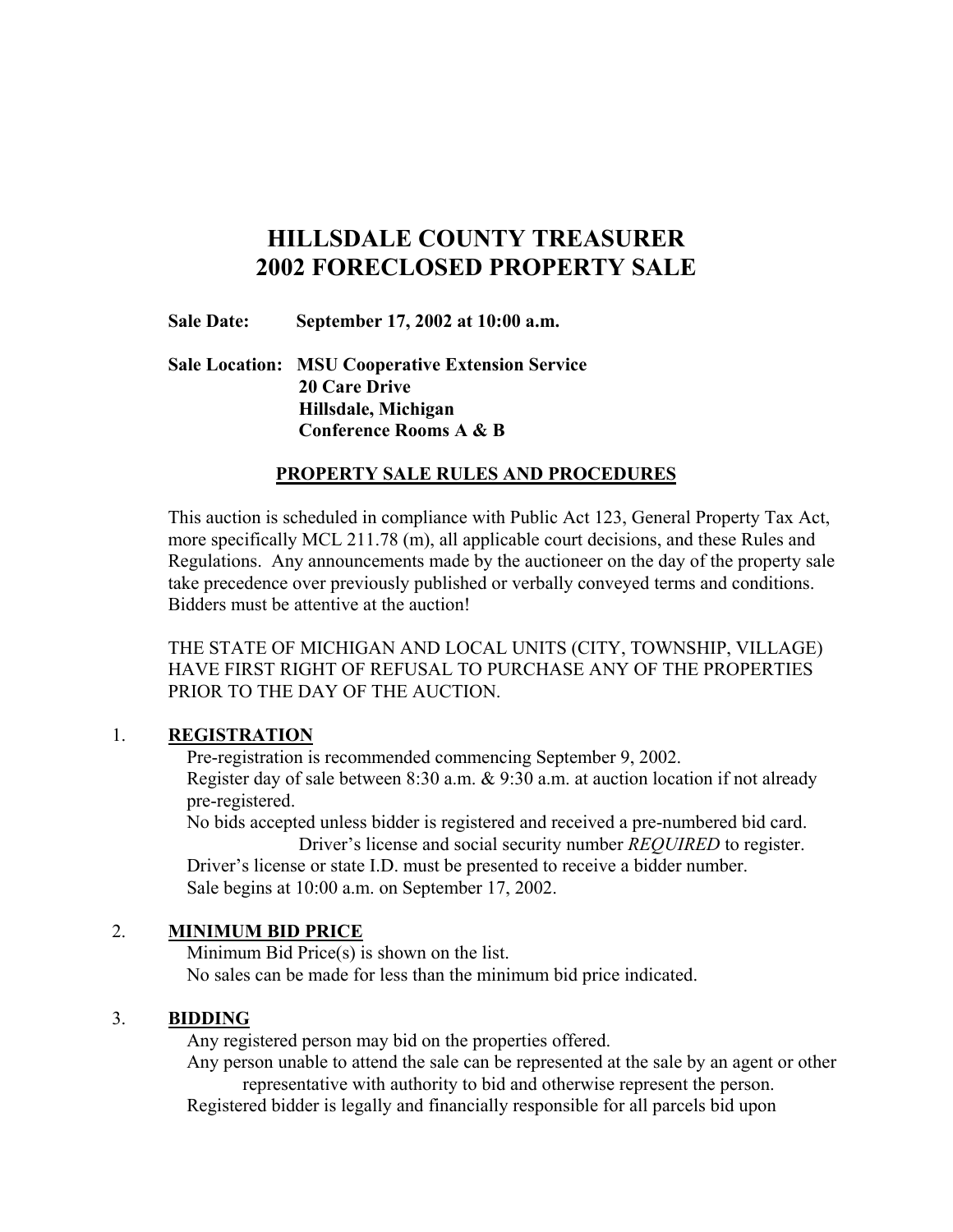# HILLSDALE COUNTY TREASURER
# 2002 FORECLOSED PROPERTY SALE

**Sale Date:** **September 17, 2002 at 10:00 a.m.**

**Sale Location:** **MSU Cooperative Extension Service**
**20 Care Drive**
**Hillsdale, Michigan**
**Conference Rooms A & B**

## PROPERTY SALE RULES AND PROCEDURES

This auction is scheduled in compliance with Public Act 123, General Property Tax Act, more specifically MCL 211.78 (m), all applicable court decisions, and these Rules and Regulations. Any announcements made by the auctioneer on the day of the property sale take precedence over previously published or verbally conveyed terms and conditions. Bidders must be attentive at the auction!

THE STATE OF MICHIGAN AND LOCAL UNITS (CITY, TOWNSHIP, VILLAGE) HAVE FIRST RIGHT OF REFUSAL TO PURCHASE ANY OF THE PROPERTIES PRIOR TO THE DAY OF THE AUCTION.

1. **REGISTRATION**

   Pre-registration is recommended commencing September 9, 2002.
   Register day of sale between 8:30 a.m. & 9:30 a.m. at auction location if not already pre-registered.
   No bids accepted unless bidder is registered and received a pre-numbered bid card.
   Driver's license and social security number *REQUIRED* to register.
   Driver's license or state I.D. must be presented to receive a bidder number.
   Sale begins at 10:00 a.m. on September 17, 2002.

2. **MINIMUM BID PRICE**

   Minimum Bid Price(s) is shown on the list.
   No sales can be made for less than the minimum bid price indicated.

3. **BIDDING**

   Any registered person may bid on the properties offered.
   Any person unable to attend the sale can be represented at the sale by an agent or other representative with authority to bid and otherwise represent the person.
   Registered bidder is legally and financially responsible for all parcels bid upon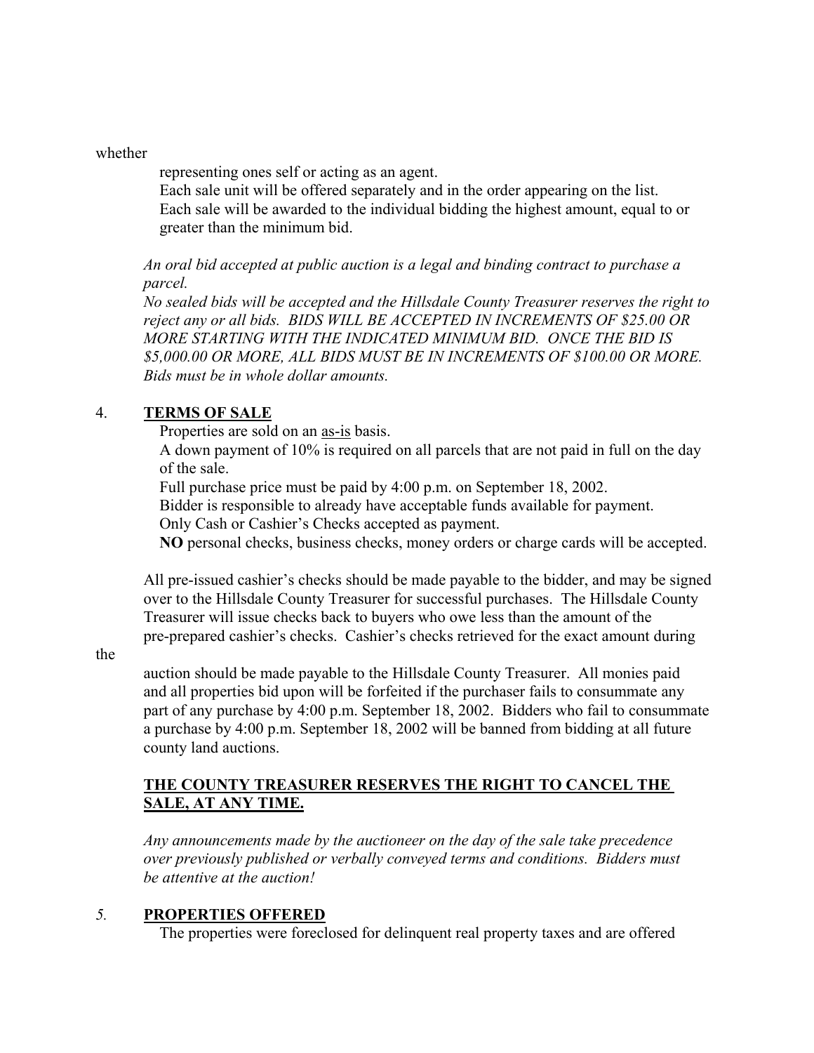whether representing ones self or acting as an agent.

Each sale unit will be offered separately and in the order appearing on the list.

Each sale will be awarded to the individual bidding the highest amount, equal to or greater than the minimum bid.

*An oral bid accepted at public auction is a legal and binding contract to purchase a parcel.*

*No sealed bids will be accepted and the Hillsdale County Treasurer reserves the right to reject any or all bids. BIDS WILL BE ACCEPTED IN INCREMENTS OF $25.00 OR MORE STARTING WITH THE INDICATED MINIMUM BID. ONCE THE BID IS $5,000.00 OR MORE, ALL BIDS MUST BE IN INCREMENTS OF $100.00 OR MORE. Bids must be in whole dollar amounts.*

## 4. TERMS OF SALE

Properties are sold on an as-is basis.

A down payment of 10% is required on all parcels that are not paid in full on the day of the sale.

Full purchase price must be paid by 4:00 p.m. on September 18, 2002.

Bidder is responsible to already have acceptable funds available for payment.

Only Cash or Cashier's Checks accepted as payment.

**NO** personal checks, business checks, money orders or charge cards will be accepted.

All pre-issued cashier's checks should be made payable to the bidder, and may be signed over to the Hillsdale County Treasurer for successful purchases. The Hillsdale County Treasurer will issue checks back to buyers who owe less than the amount of the pre-prepared cashier's checks. Cashier's checks retrieved for the exact amount during the auction should be made payable to the Hillsdale County Treasurer. All monies paid and all properties bid upon will be forfeited if the purchaser fails to consummate any part of any purchase by 4:00 p.m. September 18, 2002. Bidders who fail to consummate a purchase by 4:00 p.m. September 18, 2002 will be banned from bidding at all future county land auctions.

**THE COUNTY TREASURER RESERVES THE RIGHT TO CANCEL THE SALE, AT ANY TIME.**

*Any announcements made by the auctioneer on the day of the sale take precedence over previously published or verbally conveyed terms and conditions. Bidders must be attentive at the auction!*

## 5. PROPERTIES OFFERED

The properties were foreclosed for delinquent real property taxes and are offered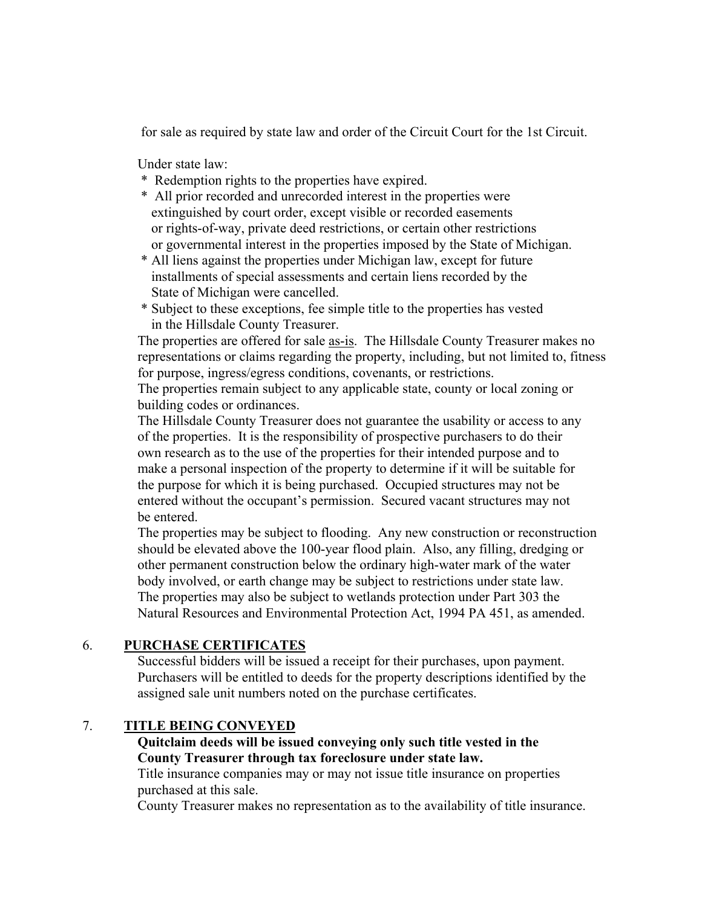for sale as required by state law and order of the Circuit Court for the 1st Circuit.

Under state law:

* Redemption rights to the properties have expired.
* All prior recorded and unrecorded interest in the properties were extinguished by court order, except visible or recorded easements or rights-of-way, private deed restrictions, or certain other restrictions or governmental interest in the properties imposed by the State of Michigan.
* All liens against the properties under Michigan law, except for future installments of special assessments and certain liens recorded by the State of Michigan were cancelled.
* Subject to these exceptions, fee simple title to the properties has vested in the Hillsdale County Treasurer.

The properties are offered for sale <u>as-is</u>. The Hillsdale County Treasurer makes no representations or claims regarding the property, including, but not limited to, fitness for purpose, ingress/egress conditions, covenants, or restrictions.

The properties remain subject to any applicable state, county or local zoning or building codes or ordinances.

The Hillsdale County Treasurer does not guarantee the usability or access to any of the properties. It is the responsibility of prospective purchasers to do their own research as to the use of the properties for their intended purpose and to make a personal inspection of the property to determine if it will be suitable for the purpose for which it is being purchased. Occupied structures may not be entered without the occupant's permission. Secured vacant structures may not be entered.

The properties may be subject to flooding. Any new construction or reconstruction should be elevated above the 100-year flood plain. Also, any filling, dredging or other permanent construction below the ordinary high-water mark of the water body involved, or earth change may be subject to restrictions under state law. The properties may also be subject to wetlands protection under Part 303 the Natural Resources and Environmental Protection Act, 1994 PA 451, as amended.

## 6. PURCHASE CERTIFICATES

Successful bidders will be issued a receipt for their purchases, upon payment. Purchasers will be entitled to deeds for the property descriptions identified by the assigned sale unit numbers noted on the purchase certificates.

## 7. TITLE BEING CONVEYED

**Quitclaim deeds will be issued conveying only such title vested in the County Treasurer through tax foreclosure under state law.**

Title insurance companies may or may not issue title insurance on properties purchased at this sale.

County Treasurer makes no representation as to the availability of title insurance.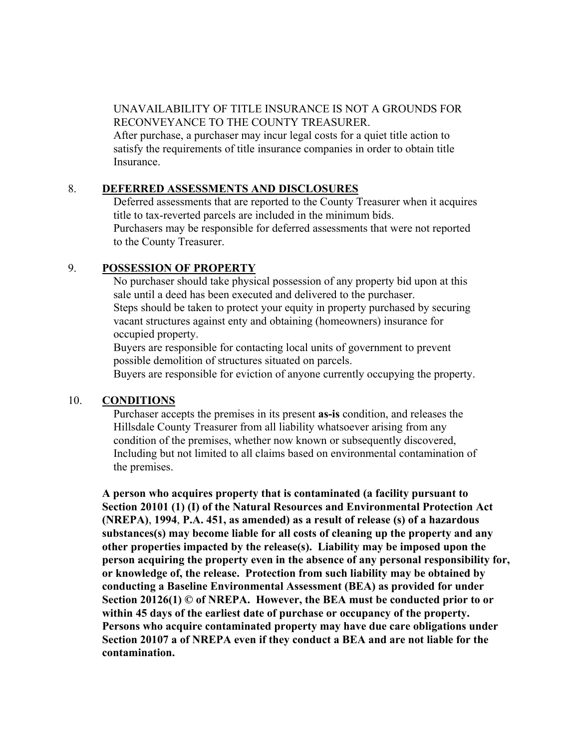UNAVAILABILITY OF TITLE INSURANCE IS NOT A GROUNDS FOR RECONVEYANCE TO THE COUNTY TREASURER.
After purchase, a purchaser may incur legal costs for a quiet title action to satisfy the requirements of title insurance companies in order to obtain title Insurance.

8. **DEFERRED ASSESSMENTS AND DISCLOSURES**
   Deferred assessments that are reported to the County Treasurer when it acquires title to tax-reverted parcels are included in the minimum bids.
   Purchasers may be responsible for deferred assessments that were not reported to the County Treasurer.

9. **POSSESSION OF PROPERTY**
   No purchaser should take physical possession of any property bid upon at this sale until a deed has been executed and delivered to the purchaser.
   Steps should be taken to protect your equity in property purchased by securing vacant structures against enty and obtaining (homeowners) insurance for occupied property.
   Buyers are responsible for contacting local units of government to prevent possible demolition of structures situated on parcels.
   Buyers are responsible for eviction of anyone currently occupying the property.

10. **CONDITIONS**
    Purchaser accepts the premises in its present **as-is** condition, and releases the Hillsdale County Treasurer from all liability whatsoever arising from any condition of the premises, whether now known or subsequently discovered, Including but not limited to all claims based on environmental contamination of the premises.

**A person who acquires property that is contaminated (a facility pursuant to Section 20101 (1) (I) of the Natural Resources and Environmental Protection Act (NREPA), 1994, P.A. 451, as amended) as a result of release (s) of a hazardous substances(s) may become liable for all costs of cleaning up the property and any other properties impacted by the release(s). Liability may be imposed upon the person acquiring the property even in the absence of any personal responsibility for, or knowledge of, the release. Protection from such liability may be obtained by conducting a Baseline Environmental Assessment (BEA) as provided for under Section 20126(1) © of NREPA. However, the BEA must be conducted prior to or within 45 days of the earliest date of purchase or occupancy of the property. Persons who acquire contaminated property may have due care obligations under Section 20107 a of NREPA even if they conduct a BEA and are not liable for the contamination.**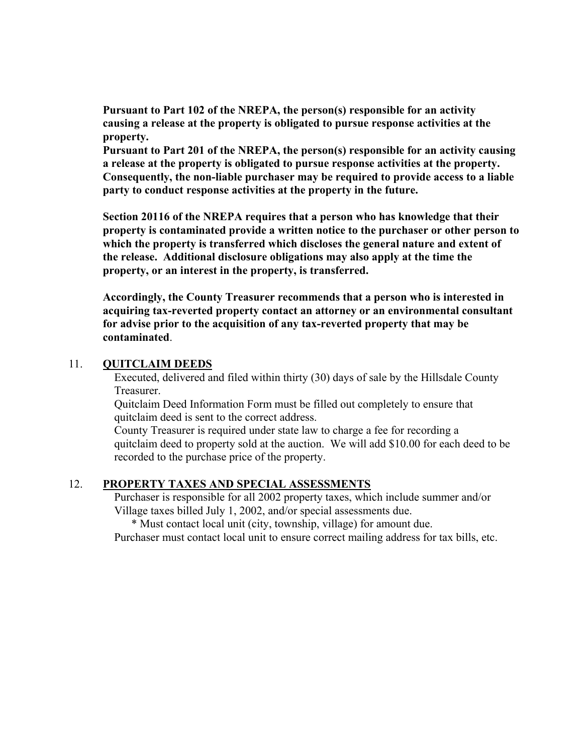**Pursuant to Part 102 of the NREPA, the person(s) responsible for an activity causing a release at the property is obligated to pursue response activities at the property.**
**Pursuant to Part 201 of the NREPA, the person(s) responsible for an activity causing a release at the property is obligated to pursue response activities at the property. Consequently, the non-liable purchaser may be required to provide access to a liable party to conduct response activities at the property in the future.**

**Section 20116 of the NREPA requires that a person who has knowledge that their property is contaminated provide a written notice to the purchaser or other person to which the property is transferred which discloses the general nature and extent of the release. Additional disclosure obligations may also apply at the time the property, or an interest in the property, is transferred.**

**Accordingly, the County Treasurer recommends that a person who is interested in acquiring tax-reverted property contact an attorney or an environmental consultant for advise prior to the acquisition of any tax-reverted property that may be contaminated**.

11. **QUITCLAIM DEEDS**

Executed, delivered and filed within thirty (30) days of sale by the Hillsdale County Treasurer.
Quitclaim Deed Information Form must be filled out completely to ensure that quitclaim deed is sent to the correct address.
County Treasurer is required under state law to charge a fee for recording a quitclaim deed to property sold at the auction. We will add $10.00 for each deed to be recorded to the purchase price of the property.

12. **PROPERTY TAXES AND SPECIAL ASSESSMENTS**

Purchaser is responsible for all 2002 property taxes, which include summer and/or Village taxes billed July 1, 2002, and/or special assessments due.
 * Must contact local unit (city, township, village) for amount due.
Purchaser must contact local unit to ensure correct mailing address for tax bills, etc.